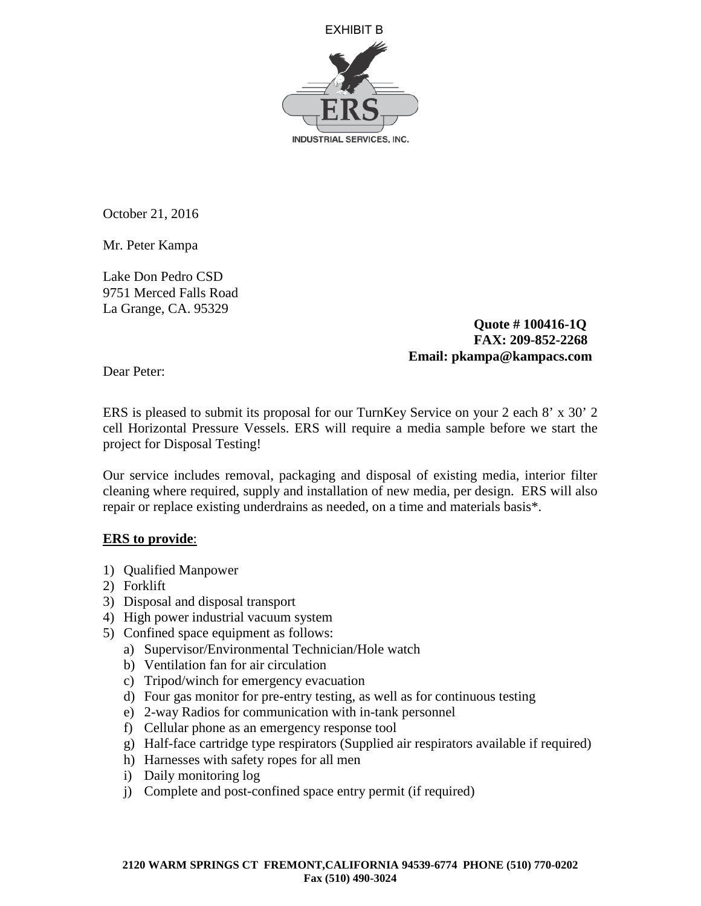EXHIBIT B

ERS

INDUSTRIAL SERVICES, INC.

October 21, 2016

Mr. Peter Kampa

Lake Don Pedro CSD
9751 Merced Falls Road
La Grange, CA. 95329

**Quote # 100416-1Q**
**FAX: 209-852-2268**
**Email: pkampa@kampacs.com**

Dear Peter:

ERS is pleased to submit its proposal for our TurnKey Service on your 2 each 8' x 30' 2 cell Horizontal Pressure Vessels. ERS will require a media sample before we start the project for Disposal Testing!

Our service includes removal, packaging and disposal of existing media, interior filter cleaning where required, supply and installation of new media, per design. ERS will also repair or replace existing underdrains as needed, on a time and materials basis*.

**<u>ERS to provide</u>**:

1) Qualified Manpower
2) Forklift
3) Disposal and disposal transport
4) High power industrial vacuum system
5) Confined space equipment as follows:
   a) Supervisor/Environmental Technician/Hole watch
   b) Ventilation fan for air circulation
   c) Tripod/winch for emergency evacuation
   d) Four gas monitor for pre-entry testing, as well as for continuous testing
   e) 2-way Radios for communication with in-tank personnel
   f) Cellular phone as an emergency response tool
   g) Half-face cartridge type respirators (Supplied air respirators available if required)
   h) Harnesses with safety ropes for all men
   i) Daily monitoring log
   j) Complete and post-confined space entry permit (if required)

**2120 WARM SPRINGS CT FREMONT,CALIFORNIA 94539-6774 PHONE (510) 770-0202**
**Fax (510) 490-3024**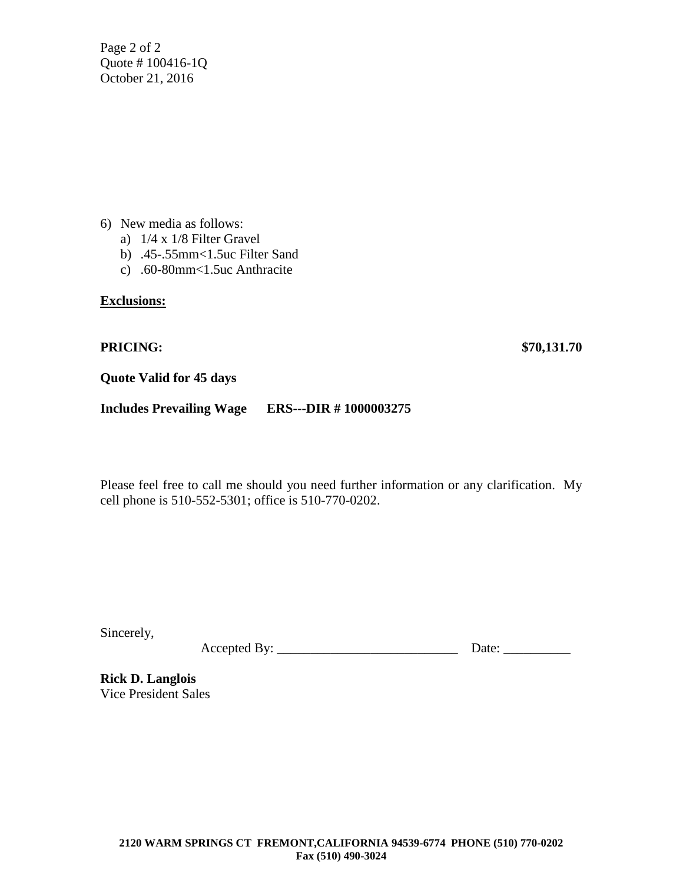6) New media as follows:
    a) 1/4 x 1/8 Filter Gravel
    b) .45-.55mm<1.5uc Filter Sand
    c) .60-80mm<1.5uc Anthracite

**Exclusions:**

**PRICING:** **$70,131.70**

**Quote Valid for 45 days**

**Includes Prevailing Wage ERS---DIR # 1000003275**

Please feel free to call me should you need further information or any clarification. My cell phone is 510-552-5301; office is 510-770-0202.

Sincerely,

Accepted By: ___________________________ Date: __________

**Rick D. Langlois**
Vice President Sales

**2120 WARM SPRINGS CT FREMONT,CALIFORNIA 94539-6774 PHONE (510) 770-0202**
**Fax (510) 490-3024**